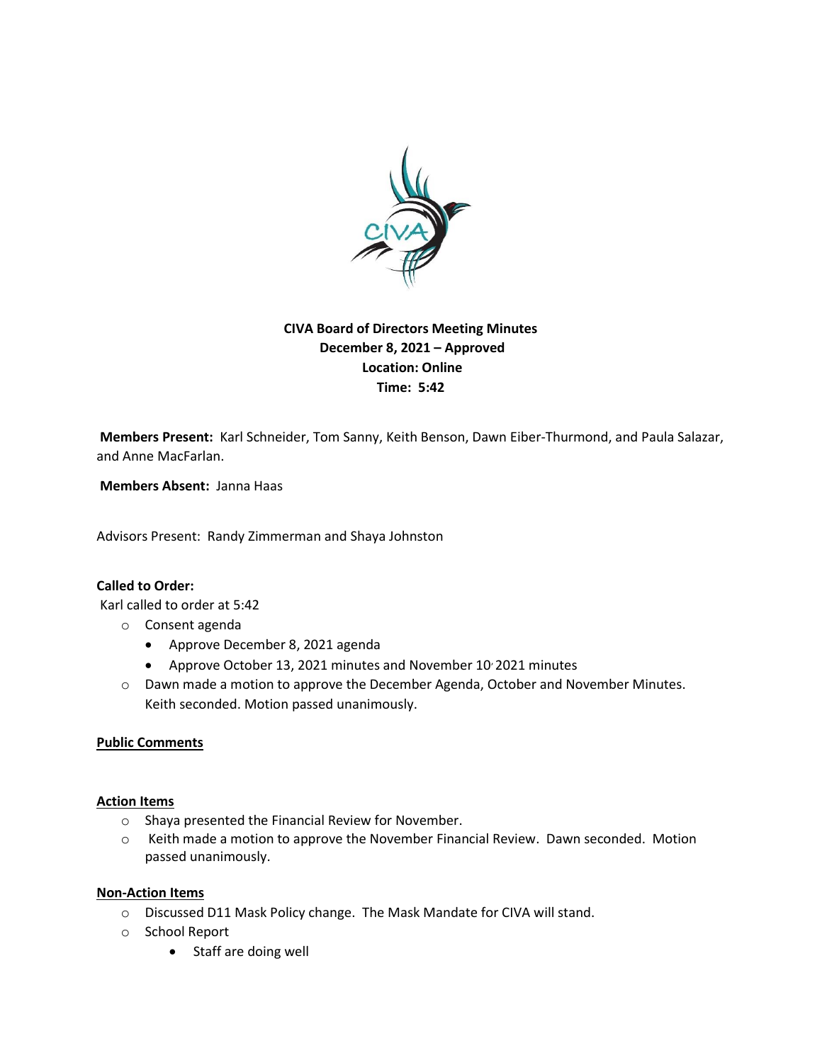**CIVA Board of Directors Meeting Minutes**
**December 8, 2021 – Approved**
**Location: Online**
**Time: 5:42**

**Members Present:** Karl Schneider, Tom Sanny, Keith Benson, Dawn Eiber-Thurmond, and Paula Salazar, and Anne MacFarlan.

**Members Absent:** Janna Haas

Advisors Present: Randy Zimmerman and Shaya Johnston

**Called to Order:**

Karl called to order at 5:42

- Consent agenda
  - Approve December 8, 2021 agenda
  - Approve October 13, 2021 minutes and November 10, 2021 minutes
- Dawn made a motion to approve the December Agenda, October and November Minutes. Keith seconded. Motion passed unanimously.

**Public Comments**

**Action Items**

- Shaya presented the Financial Review for November.
- Keith made a motion to approve the November Financial Review. Dawn seconded. Motion passed unanimously.

**Non-Action Items**

- Discussed D11 Mask Policy change. The Mask Mandate for CIVA will stand.
- School Report
  - Staff are doing well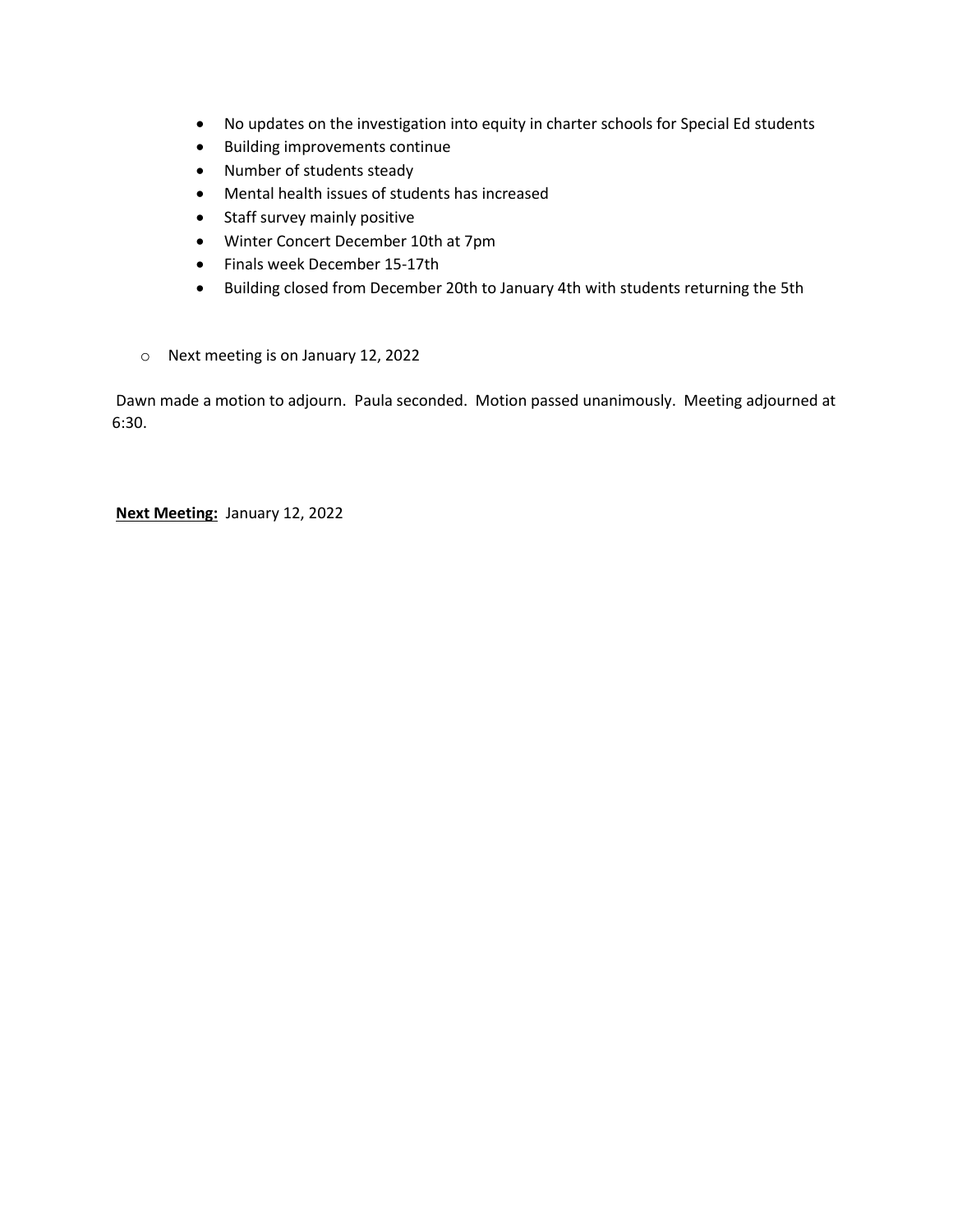- No updates on the investigation into equity in charter schools for Special Ed students
- Building improvements continue
- Number of students steady
- Mental health issues of students has increased
- Staff survey mainly positive
- Winter Concert December 10th at 7pm
- Finals week December 15-17th
- Building closed from December 20th to January 4th with students returning the 5th

  - Next meeting is on January 12, 2022

Dawn made a motion to adjourn. Paula seconded. Motion passed unanimously. Meeting adjourned at 6:30.

**Next Meeting:** January 12, 2022